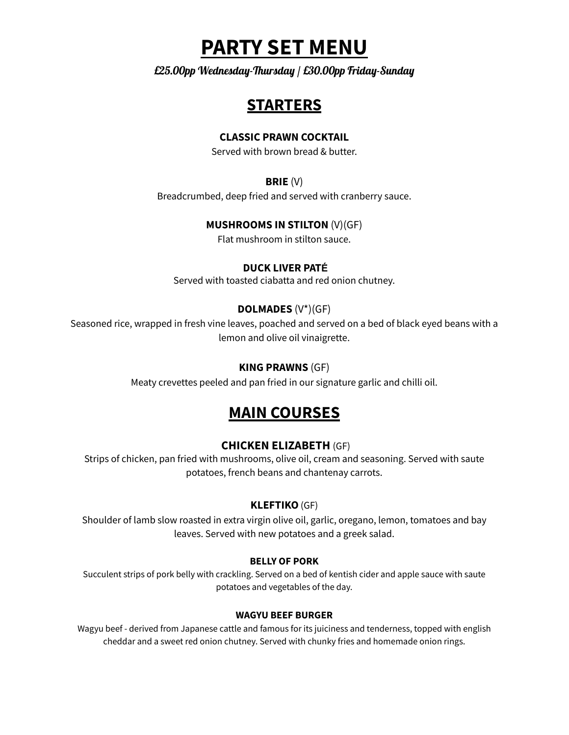# PARTY SET MENU

*£25.00pp Wednesday-Thursday | £30.00pp Friday-Sunday*

## STARTERS

**CLASSIC PRAWN COCKTAIL**
Served with brown bread & butter.

**BRIE** (V)
Breadcrumbed, deep fried and served with cranberry sauce.

**MUSHROOMS IN STILTON** (V)(GF)
Flat mushroom in stilton sauce.

**DUCK LIVER PATÉ**
Served with toasted ciabatta and red onion chutney.

**DOLMADES** (V*)(GF)
Seasoned rice, wrapped in fresh vine leaves, poached and served on a bed of black eyed beans with a lemon and olive oil vinaigrette.

**KING PRAWNS** (GF)
Meaty crevettes peeled and pan fried in our signature garlic and chilli oil.

## MAIN COURSES

**CHICKEN ELIZABETH** (GF)
Strips of chicken, pan fried with mushrooms, olive oil, cream and seasoning. Served with saute potatoes, french beans and chantenay carrots.

**KLEFTIKO** (GF)
Shoulder of lamb slow roasted in extra virgin olive oil, garlic, oregano, lemon, tomatoes and bay leaves. Served with new potatoes and a greek salad.

**BELLY OF PORK**
Succulent strips of pork belly with crackling. Served on a bed of kentish cider and apple sauce with saute potatoes and vegetables of the day.

**WAGYU BEEF BURGER**
Wagyu beef - derived from Japanese cattle and famous for its juiciness and tenderness, topped with english cheddar and a sweet red onion chutney. Served with chunky fries and homemade onion rings.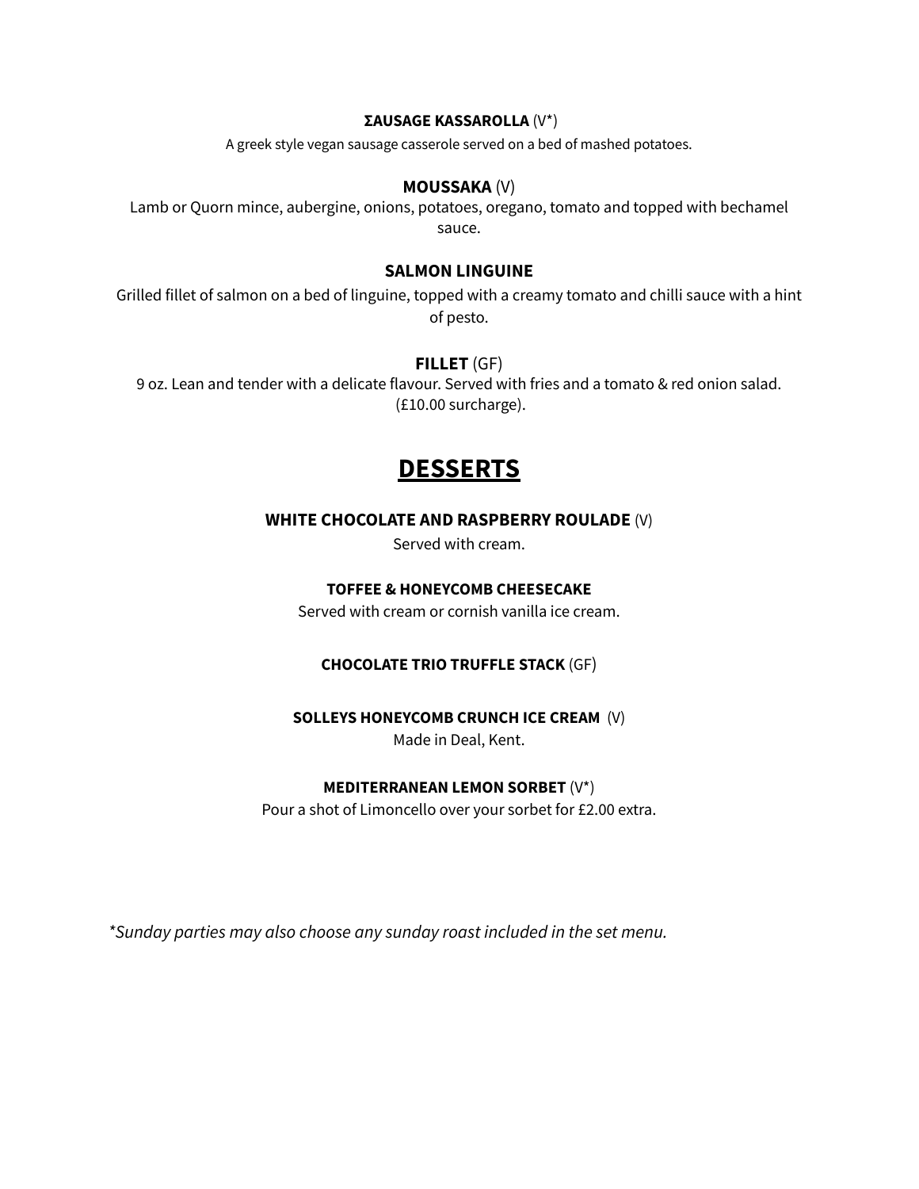**ΣAUSAGE KASSAROLLA** (V*)

A greek style vegan sausage casserole served on a bed of mashed potatoes.

**MOUSSAKA** (V)

Lamb or Quorn mince, aubergine, onions, potatoes, oregano, tomato and topped with bechamel sauce.

**SALMON LINGUINE**

Grilled fillet of salmon on a bed of linguine, topped with a creamy tomato and chilli sauce with a hint of pesto.

**FILLET** (GF)

9 oz. Lean and tender with a delicate flavour. Served with fries and a tomato & red onion salad. (£10.00 surcharge).

## DESSERTS

**WHITE CHOCOLATE AND RASPBERRY ROULADE** (V)

Served with cream.

**TOFFEE & HONEYCOMB CHEESECAKE**

Served with cream or cornish vanilla ice cream.

**CHOCOLATE TRIO TRUFFLE STACK** (GF)

**SOLLEYS HONEYCOMB CRUNCH ICE CREAM** (V)

Made in Deal, Kent.

**MEDITERRANEAN LEMON SORBET** (V*)

Pour a shot of Limoncello over your sorbet for £2.00 extra.

*\*Sunday parties may also choose any sunday roast included in the set menu.*